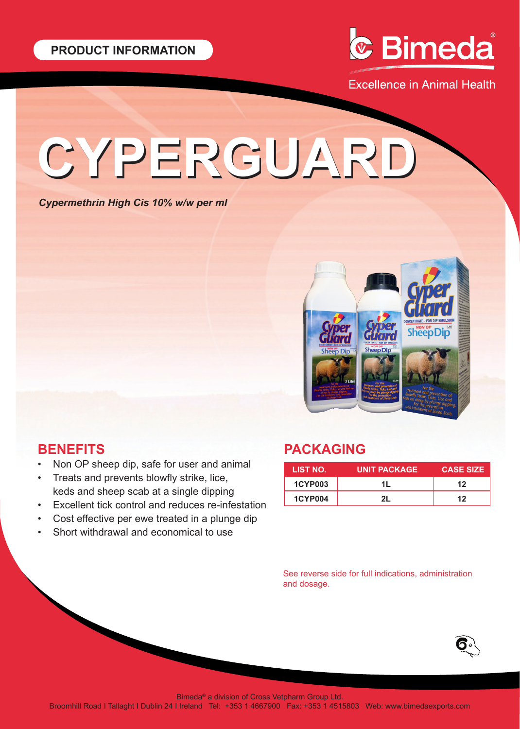PRODUCT INFORMATION

Bimeda®

Excellence in Animal Health

# CYPERGUARD

*Cypermethrin High Cis 10% w/w per ml*

## BENEFITS

- Non OP sheep dip, safe for user and animal
- Treats and prevents blowfly strike, lice, keds and sheep scab at a single dipping
- Excellent tick control and reduces re-infestation
- Cost effective per ewe treated in a plunge dip
- Short withdrawal and economical to use

## PACKAGING

| LIST NO. | UNIT PACKAGE | CASE SIZE |
|---|---|---|
| 1CYP003 | 1L | 12 |
| 1CYP004 | 2L | 12 |

See reverse side for full indications, administration and dosage.

Bimeda® a division of Cross Vetpharm Group Ltd.
Broomhill Road I Tallaght I Dublin 24 I Ireland Tel: +353 1 4667900 Fax: +353 1 4515803 Web: www.bimedaexports.com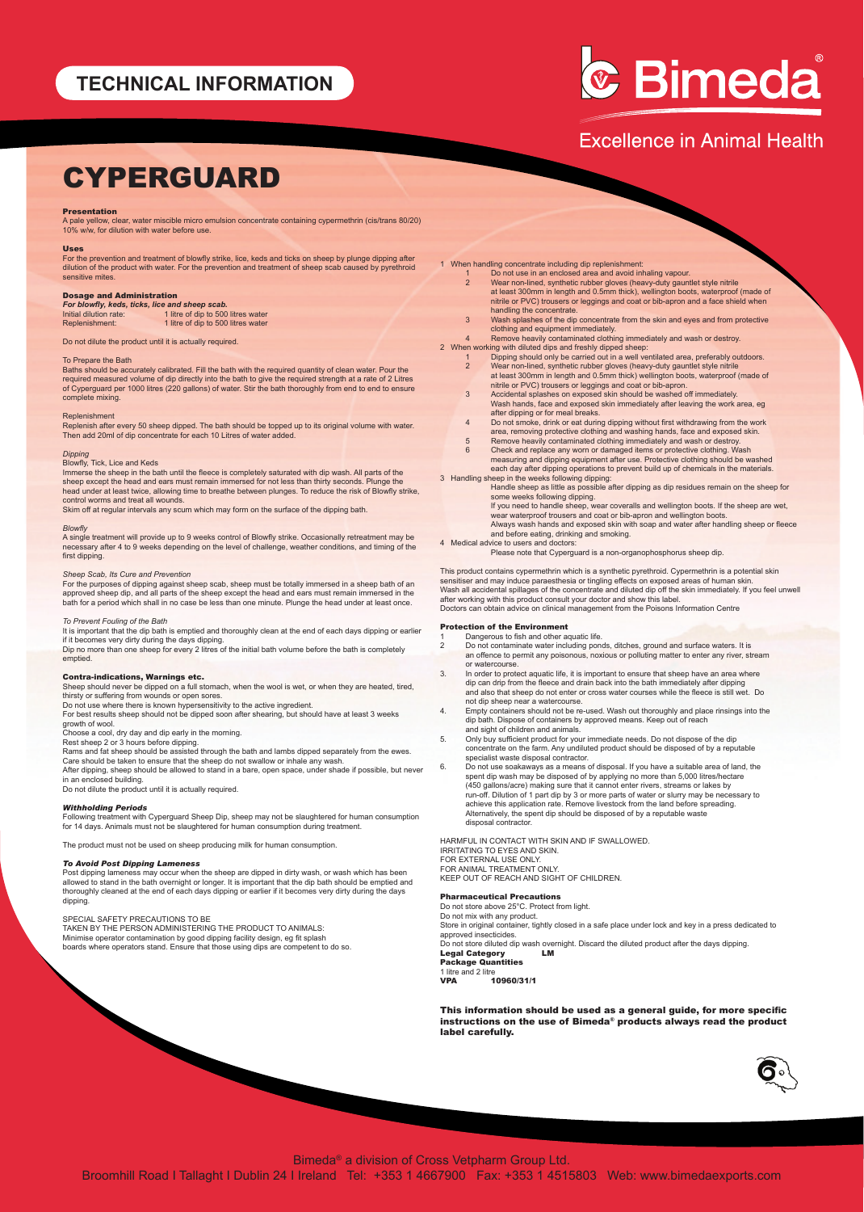TECHNICAL INFORMATION

Bimeda®

Excellence in Animal Health

# CYPERGUARD

**Presentation**
A pale yellow, clear, water miscible micro emulsion concentrate containing cypermethrin (cis/trans 80/20) 10% w/w, for dilution with water before use.

**Uses**
For the prevention and treatment of blowfly strike, lice, keds and ticks on sheep by plunge dipping after dilution of the product with water. For the prevention and treatment of sheep scab caused by pyrethroid sensitive mites.

**Dosage and Administration**
***For blowfly, keds, ticks, lice and sheep scab.***

| | |
|---|---|
| Initial dilution rate: | 1 litre of dip to 500 litres water |
| Replenishment: | 1 litre of dip to 500 litres water |

Do not dilute the product until it is actually required.

To Prepare the Bath
Baths should be accurately calibrated. Fill the bath with the required quantity of clean water. Pour the required measured volume of dip directly into the bath to give the required strength at a rate of 2 Litres of Cyperguard per 1000 litres (220 gallons) of water. Stir the bath thoroughly from end to end to ensure complete mixing.

Replenishment
Replenish after every 50 sheep dipped. The bath should be topped up to its original volume with water. Then add 20ml of dip concentrate for each 10 Litres of water added.

*Dipping*
Blowfly, Tick, Lice and Keds
Immerse the sheep in the bath until the fleece is completely saturated with dip wash. All parts of the sheep except the head and ears must remain immersed for not less than thirty seconds. Plunge the head under at least twice, allowing time to breathe between plunges. To reduce the risk of Blowfly strike, control worms and treat all wounds.
Skim off at regular intervals any scum which may form on the surface of the dipping bath.

*Blowfly*
A single treatment will provide up to 9 weeks control of Blowfly strike. Occasionally retreatment may be necessary after 4 to 9 weeks depending on the level of challenge, weather conditions, and timing of the first dipping.

*Sheep Scab, Its Cure and Prevention*
For the purposes of dipping against sheep scab, sheep must be totally immersed in a sheep bath of an approved sheep dip, and all parts of the sheep except the head and ears must remain immersed in the bath for a period which shall in no case be less than one minute. Plunge the head under at least once.

*To Prevent Fouling of the Bath*
It is important that the dip bath is emptied and thoroughly clean at the end of each days dipping or earlier if it becomes very dirty during the days dipping.
Dip no more than one sheep for every 2 litres of the initial bath volume before the bath is completely emptied.

**Contra-indications, Warnings etc.**
Sheep should never be dipped on a full stomach, when the wool is wet, or when they are heated, tired, thirsty or suffering from wounds or open sores.
Do not use where there is known hypersensitivity to the active ingredient.
For best results sheep should not be dipped soon after shearing, but should have at least 3 weeks growth of wool.
Choose a cool, dry day and dip early in the morning.
Rest sheep 2 or 3 hours before dipping.
Rams and fat sheep should be assisted through the bath and lambs dipped separately from the ewes.
Care should be taken to ensure that the sheep do not swallow or inhale any wash.
After dipping, sheep should be allowed to stand in a bare, open space, under shade if possible, but never in an enclosed building.
Do not dilute the product until it is actually required.

***Withholding Periods***
Following treatment with Cyperguard Sheep Dip, sheep may not be slaughtered for human consumption for 14 days. Animals must not be slaughtered for human consumption during treatment.

The product must not be used on sheep producing milk for human consumption.

***To Avoid Post Dipping Lameness***
Post dipping lameness may occur when the sheep are dipped in dirty wash, or wash which has been allowed to stand in the bath overnight or longer. It is important that the dip bath should be emptied and thoroughly cleaned at the end of each days dipping or earlier if it becomes very dirty during the days dipping.

SPECIAL SAFETY PRECAUTIONS TO BE
TAKEN BY THE PERSON ADMINISTERING THE PRODUCT TO ANIMALS:
Minimise operator contamination by good dipping facility design, eg fit splash boards where operators stand. Ensure that those using dips are competent to do so.

1 When handling concentrate including dip replenishment:
   1. Do not use in an enclosed area and avoid inhaling vapour.
   2. Wear non-lined, synthetic rubber gloves (heavy-duty gauntlet style nitrile at least 300mm in length and 0.5mm thick), wellington boots, waterproof (made of nitrile or PVC) trousers or leggings and coat or bib-apron and a face shield when handling the concentrate.
   3. Wash splashes of the dip concentrate from the skin and eyes and from protective clothing and equipment immediately.
   4. Remove heavily contaminated clothing immediately and wash or destroy.

2 When working with diluted dips and freshly dipped sheep:
   1. Dipping should only be carried out in a well ventilated area, preferably outdoors.
   2. Wear non-lined, synthetic rubber gloves (heavy-duty gauntlet style nitrile at least 300mm in length and 0.5mm thick) wellington boots, waterproof (made of nitrile or PVC) trousers or leggings and coat or bib-apron.
   3. Accidental splashes on exposed skin should be washed off immediately. Wash hands, face and exposed skin immediately after leaving the work area, eg after dipping or for meal breaks.
   4. Do not smoke, drink or eat during dipping without first withdrawing from the work area, removing protective clothing and washing hands, face and exposed skin.
   5. Remove heavily contaminated clothing immediately and wash or destroy.
   6. Check and replace any worn or damaged items or protective clothing. Wash measuring and dipping equipment after use. Protective clothing should be washed each day after dipping operations to prevent build up of chemicals in the materials.

3 Handling sheep in the weeks following dipping:
   Handle sheep as little as possible after dipping as dip residues remain on the sheep for some weeks following dipping.
   If you need to handle sheep, wear coveralls and wellington boots. If the sheep are wet, wear waterproof trousers and coat or bib-apron and wellington boots.
   Always wash hands and exposed skin with soap and water after handling sheep or fleece and before eating, drinking and smoking.

4 Medical advice to users and doctors:
   Please note that Cyperguard is a non-organophosphorus sheep dip.

This product contains cypermethrin which is a synthetic pyrethroid. Cypermethrin is a potential skin sensitiser and may induce paraesthesia or tingling effects on exposed areas of human skin.
Wash all accidental spillages of the concentrate and diluted dip off the skin immediately. If you feel unwell after working with this product consult your doctor and show this label.
Doctors can obtain advice on clinical management from the Poisons Information Centre

**Protection of the Environment**
1. Dangerous to fish and other aquatic life.
2. Do not contaminate water including ponds, ditches, ground and surface waters. It is an offence to permit any poisonous, noxious or polluting matter to enter any river, stream or watercourse.
3. In order to protect aquatic life, it is important to ensure that sheep have an area where dip can drip from the fleece and drain back into the bath immediately after dipping and also that sheep do not enter or cross water courses while the fleece is still wet. Do not dip sheep near a watercourse.
4. Empty containers should not be re-used. Wash out thoroughly and place rinsings into the dip bath. Dispose of containers by approved means. Keep out of reach and sight of children and animals.
5. Only buy sufficient product for your immediate needs. Do not dispose of the dip concentrate on the farm. Any undiluted product should be disposed of by a reputable specialist waste disposal contractor.
6. Do not use soakaways as a means of disposal. If you have a suitable area of land, the spent dip wash may be disposed of by applying no more than 5,000 litres/hectare (450 gallons/acre) making sure that it cannot enter rivers, streams or lakes by run-off. Dilution of 1 part dip by 3 or more parts of water or slurry may be necessary to achieve this application rate. Remove livestock from the land before spreading. Alternatively, the spent dip should be disposed of by a reputable waste disposal contractor.

HARMFUL IN CONTACT WITH SKIN AND IF SWALLOWED.
IRRITATING TO EYES AND SKIN.
FOR EXTERNAL USE ONLY.
FOR ANIMAL TREATMENT ONLY.
KEEP OUT OF REACH AND SIGHT OF CHILDREN.

**Pharmaceutical Precautions**
Do not store above 25°C. Protect from light.
Do not mix with any product.
Store in original container, tightly closed in a safe place under lock and key in a press dedicated to approved insecticides.
Do not store diluted dip wash overnight. Discard the diluted product after the days dipping.
**Legal Category** LM
**Package Quantities**
1 litre and 2 litre
**VPA** 10960/31/1

**This information should be used as a general guide, for more specific instructions on the use of Bimeda® products always read the product label carefully.**

Bimeda® a division of Cross Vetpharm Group Ltd.
Broomhill Road I Tallaght I Dublin 24 I Ireland Tel: +353 1 4667900 Fax: +353 1 4515803 Web: www.bimedaexports.com